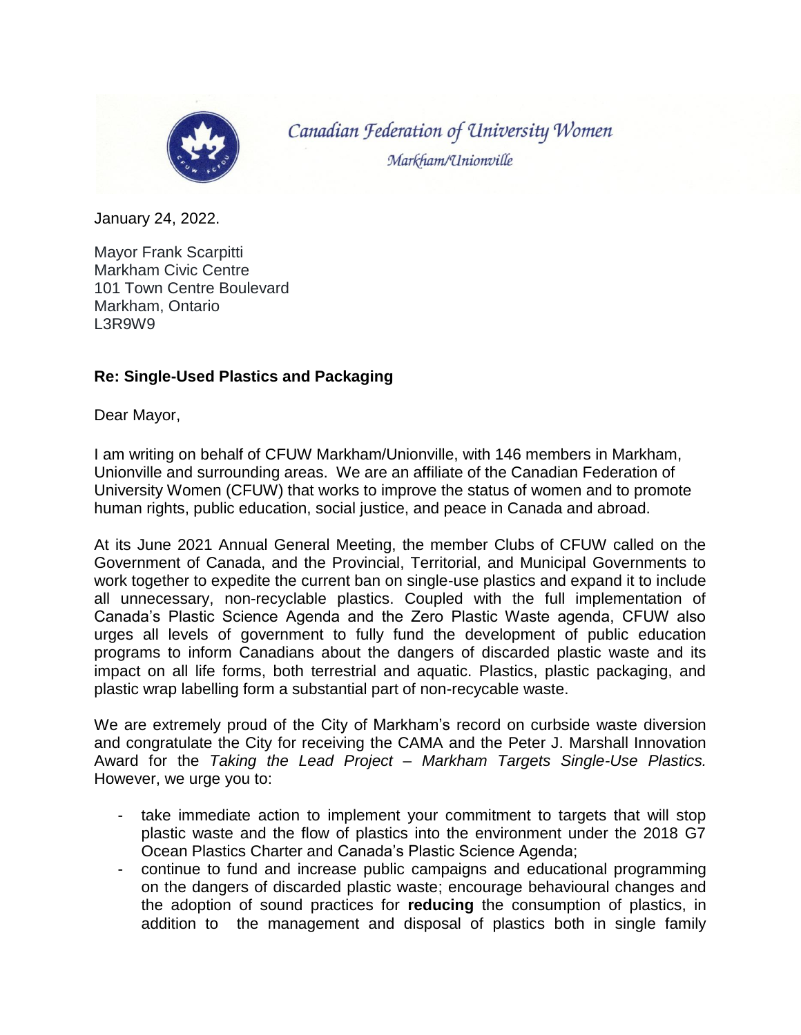Canadian Federation of University Women

Markham/Unionville

January 24, 2022.

Mayor Frank Scarpitti
Markham Civic Centre
101 Town Centre Boulevard
Markham, Ontario
L3R9W9

**Re: Single-Used Plastics and Packaging**

Dear Mayor,

I am writing on behalf of CFUW Markham/Unionville, with 146 members in Markham, Unionville and surrounding areas. We are an affiliate of the Canadian Federation of University Women (CFUW) that works to improve the status of women and to promote human rights, public education, social justice, and peace in Canada and abroad.

At its June 2021 Annual General Meeting, the member Clubs of CFUW called on the Government of Canada, and the Provincial, Territorial, and Municipal Governments to work together to expedite the current ban on single-use plastics and expand it to include all unnecessary, non-recyclable plastics. Coupled with the full implementation of Canada's Plastic Science Agenda and the Zero Plastic Waste agenda, CFUW also urges all levels of government to fully fund the development of public education programs to inform Canadians about the dangers of discarded plastic waste and its impact on all life forms, both terrestrial and aquatic. Plastics, plastic packaging, and plastic wrap labelling form a substantial part of non-recycable waste.

We are extremely proud of the City of Markham's record on curbside waste diversion and congratulate the City for receiving the CAMA and the Peter J. Marshall Innovation Award for the *Taking the Lead Project – Markham Targets Single-Use Plastics.* However, we urge you to:

- take immediate action to implement your commitment to targets that will stop plastic waste and the flow of plastics into the environment under the 2018 G7 Ocean Plastics Charter and Canada's Plastic Science Agenda;
- continue to fund and increase public campaigns and educational programming on the dangers of discarded plastic waste; encourage behavioural changes and the adoption of sound practices for **reducing** the consumption of plastics, in addition to the management and disposal of plastics both in single family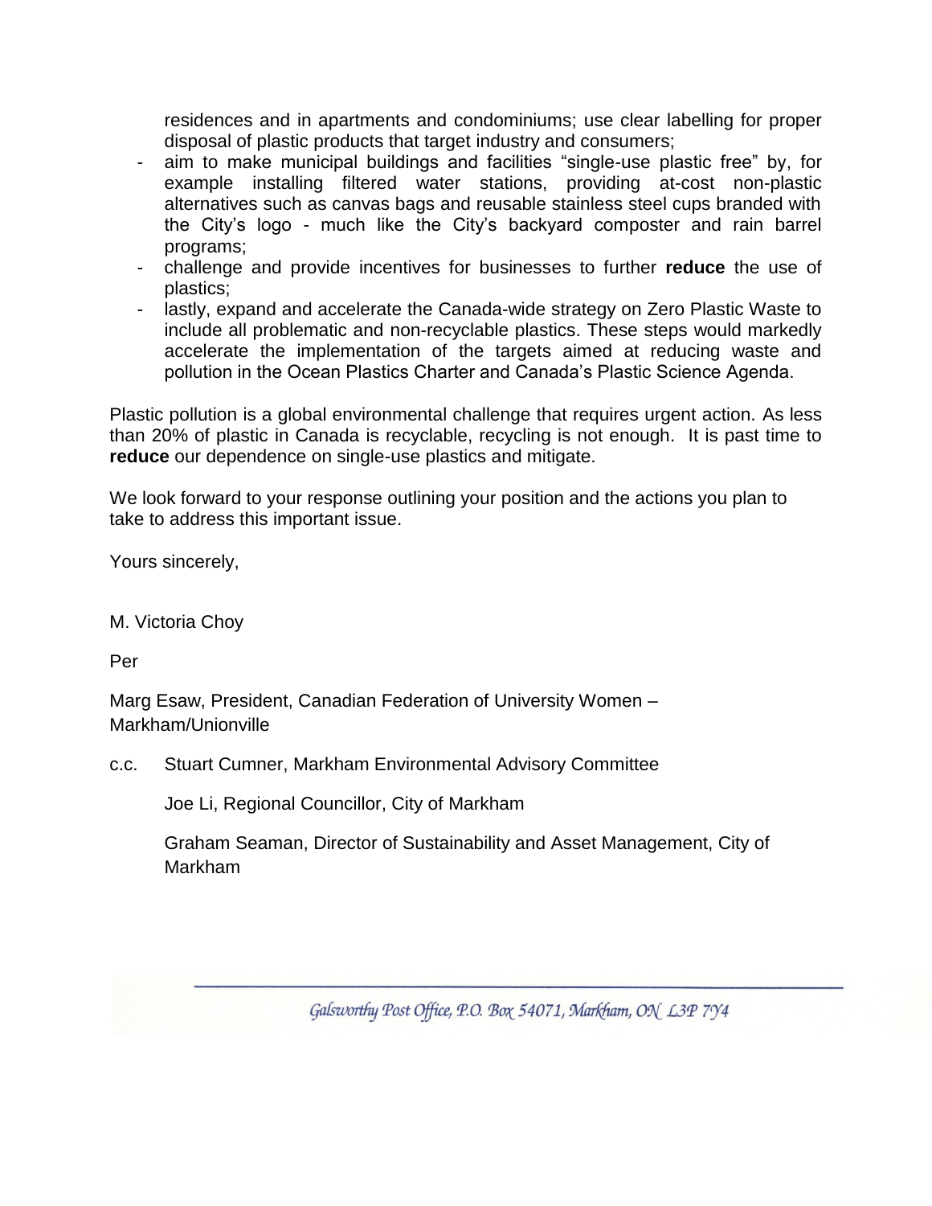residences and in apartments and condominiums; use clear labelling for proper disposal of plastic products that target industry and consumers;

- aim to make municipal buildings and facilities "single-use plastic free" by, for example installing filtered water stations, providing at-cost non-plastic alternatives such as canvas bags and reusable stainless steel cups branded with the City's logo - much like the City's backyard composter and rain barrel programs;
- challenge and provide incentives for businesses to further **reduce** the use of plastics;
- lastly, expand and accelerate the Canada-wide strategy on Zero Plastic Waste to include all problematic and non-recyclable plastics. These steps would markedly accelerate the implementation of the targets aimed at reducing waste and pollution in the Ocean Plastics Charter and Canada's Plastic Science Agenda.

Plastic pollution is a global environmental challenge that requires urgent action. As less than 20% of plastic in Canada is recyclable, recycling is not enough. It is past time to **reduce** our dependence on single-use plastics and mitigate.

We look forward to your response outlining your position and the actions you plan to take to address this important issue.

Yours sincerely,

M. Victoria Choy

Per

Marg Esaw, President, Canadian Federation of University Women – Markham/Unionville

c.c. Stuart Cumner, Markham Environmental Advisory Committee

Joe Li, Regional Councillor, City of Markham

Graham Seaman, Director of Sustainability and Asset Management, City of Markham

Galsworthy Post Office, P.O. Box 54071, Markham, ON L3P 7Y4